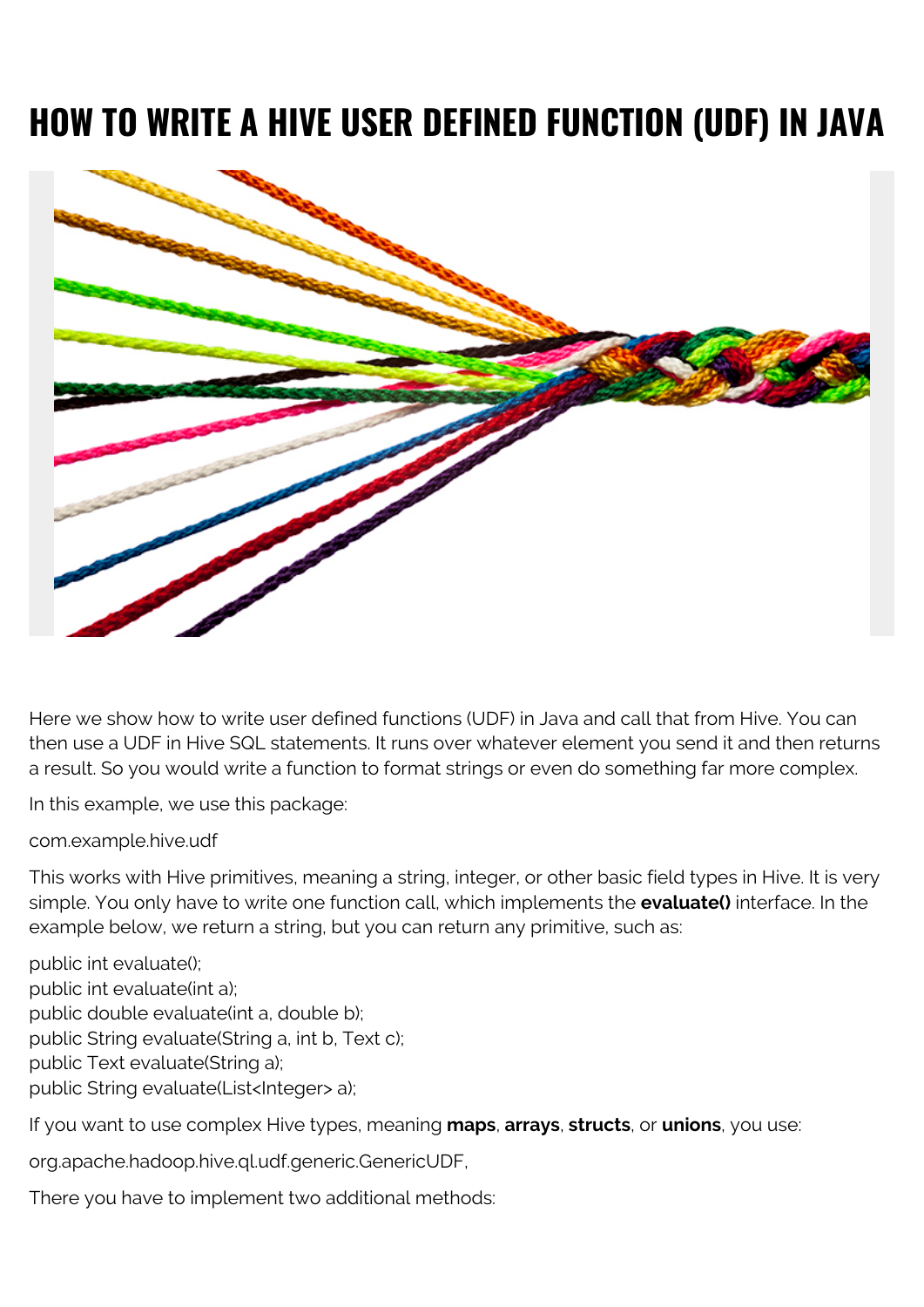# HOW TO WRITE A HIVE USER DEFINED FUNCTION (UDF) IN JAVA

Here we show how to write user defined functions (UDF) in Java and call that from Hive. You can then use a UDF in Hive SQL statements. It runs over whatever element you send it and then returns a result. So you would write a function to format strings or even do something far more complex.

In this example, we use this package:

com.example.hive.udf

This works with Hive primitives, meaning a string, integer, or other basic field types in Hive. It is very simple. You only have to write one function call, which implements the **evaluate()** interface. In the example below, we return a string, but you can return any primitive, such as:

```
public int evaluate();
public int evaluate(int a);
public double evaluate(int a, double b);
public String evaluate(String a, int b, Text c);
public Text evaluate(String a);
public String evaluate(List<Integer> a);
```

If you want to use complex Hive types, meaning **maps**, **arrays**, **structs**, or **unions**, you use:

org.apache.hadoop.hive.ql.udf.generic.GenericUDF,

There you have to implement two additional methods: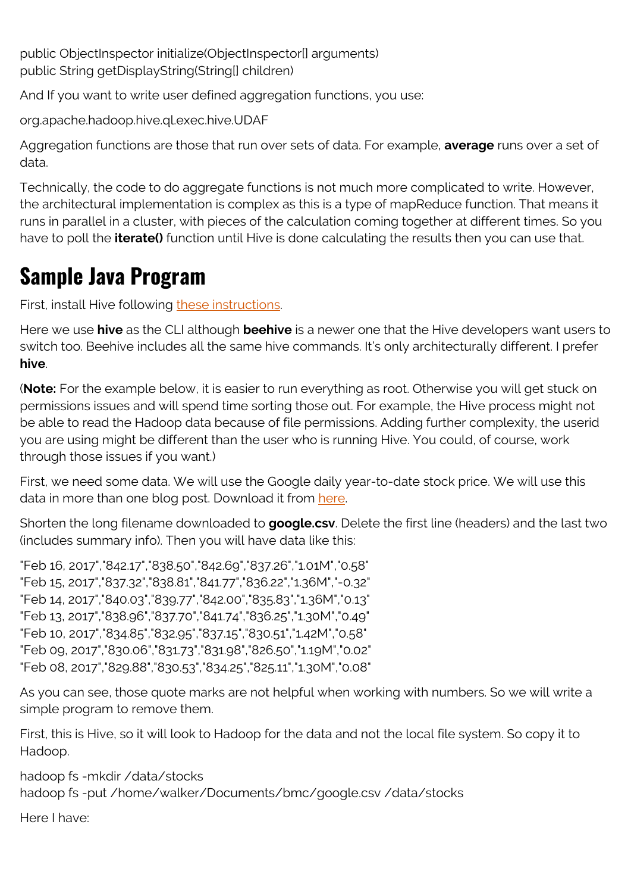```
public ObjectInspector initialize(ObjectInspector[] arguments)
public String getDisplayString(String[] children)
```

And If you want to write user defined aggregation functions, you use:

```
org.apache.hadoop.hive.ql.exec.hive.UDAF
```

Aggregation functions are those that run over sets of data. For example, **average** runs over a set of data.

Technically, the code to do aggregate functions is not much more complicated to write. However, the architectural implementation is complex as this is a type of mapReduce function. That means it runs in parallel in a cluster, with pieces of the calculation coming together at different times. So you have to poll the **iterate()** function until Hive is done calculating the results then you can use that.

# Sample Java Program

First, install Hive following [these instructions](these instructions).

Here we use **hive** as the CLI although **beehive** is a newer one that the Hive developers want users to switch too. Beehive includes all the same hive commands. It's only architecturally different. I prefer **hive**.

(**Note:** For the example below, it is easier to run everything as root. Otherwise you will get stuck on permissions issues and will spend time sorting those out. For example, the Hive process might not be able to read the Hadoop data because of file permissions. Adding further complexity, the userid you are using might be different than the user who is running Hive. You could, of course, work through those issues if you want.)

First, we need some data. We will use the Google daily year-to-date stock price. We will use this data in more than one blog post. Download it from [here](here).

Shorten the long filename downloaded to **google.csv**. Delete the first line (headers) and the last two (includes summary info). Then you will have data like this:

```
"Feb 16, 2017","842.17","838.50","842.69","837.26","1.01M","0.58"
"Feb 15, 2017","837.32","838.81","841.77","836.22","1.36M","-0.32"
"Feb 14, 2017","840.03","839.77","842.00","835.83","1.36M","0.13"
"Feb 13, 2017","838.96","837.70","841.74","836.25","1.30M","0.49"
"Feb 10, 2017","834.85","832.95","837.15","830.51","1.42M","0.58"
"Feb 09, 2017","830.06","831.73","831.98","826.50","1.19M","0.02"
"Feb 08, 2017","829.88","830.53","834.25","825.11","1.30M","0.08"
```

As you can see, those quote marks are not helpful when working with numbers. So we will write a simple program to remove them.

First, this is Hive, so it will look to Hadoop for the data and not the local file system. So copy it to Hadoop.

```
hadoop fs -mkdir /data/stocks
hadoop fs -put /home/walker/Documents/bmc/google.csv /data/stocks
```

Here I have: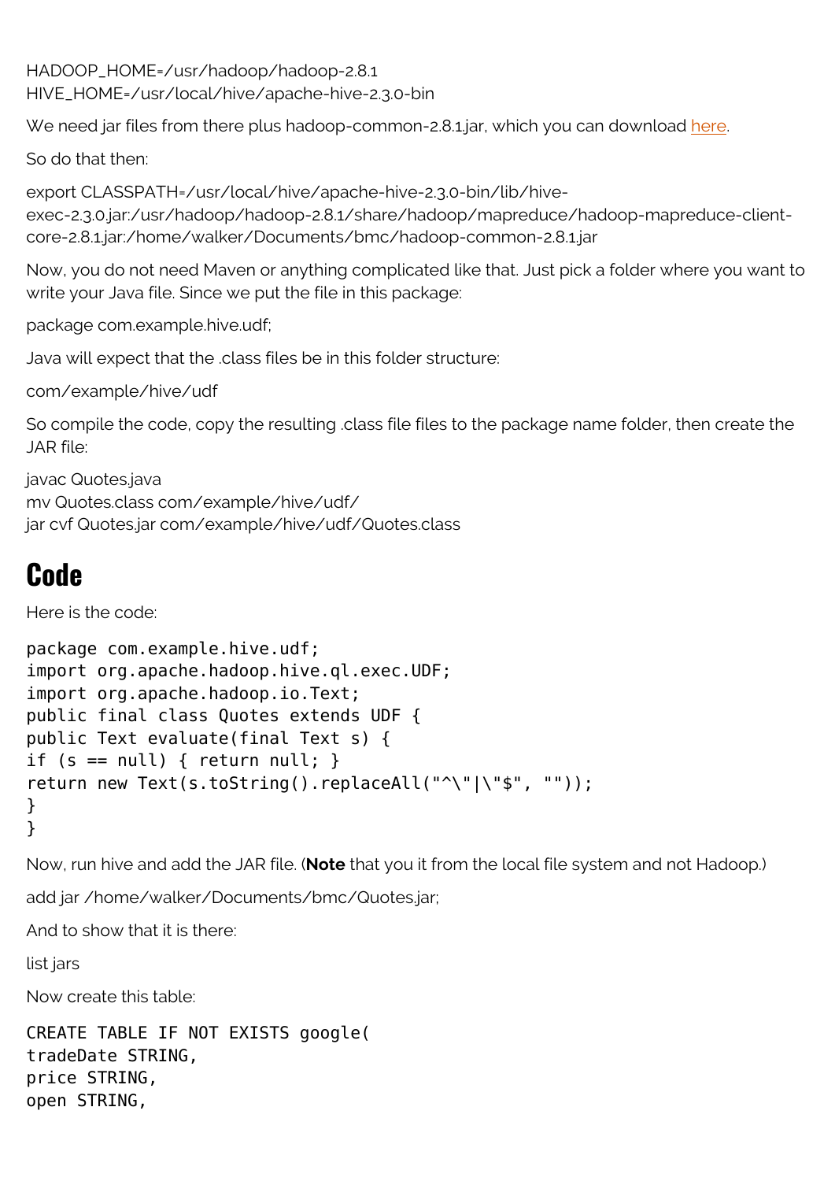HADOOP_HOME=/usr/hadoop/hadoop-2.8.1
HIVE_HOME=/usr/local/hive/apache-hive-2.3.0-bin

We need jar files from there plus hadoop-common-2.8.1.jar, which you can download [here](#).

So do that then:

export CLASSPATH=/usr/local/hive/apache-hive-2.3.0-bin/lib/hive-exec-2.3.0.jar:/usr/hadoop/hadoop-2.8.1/share/hadoop/mapreduce/hadoop-mapreduce-client-core-2.8.1.jar:/home/walker/Documents/bmc/hadoop-common-2.8.1.jar

Now, you do not need Maven or anything complicated like that. Just pick a folder where you want to write your Java file. Since we put the file in this package:

package com.example.hive.udf;

Java will expect that the .class files be in this folder structure:

com/example/hive/udf

So compile the code, copy the resulting .class file files to the package name folder, then create the JAR file:

javac Quotes.java
mv Quotes.class com/example/hive/udf/
jar cvf Quotes.jar com/example/hive/udf/Quotes.class

# Code

Here is the code:

```
package com.example.hive.udf;
import org.apache.hadoop.hive.ql.exec.UDF;
import org.apache.hadoop.io.Text;
public final class Quotes extends UDF {
public Text evaluate(final Text s) {
if (s == null) { return null; }
return new Text(s.toString().replaceAll("^\"|\"$", ""));
}
}
```

Now, run hive and add the JAR file. (**Note** that you it from the local file system and not Hadoop.)

add jar /home/walker/Documents/bmc/Quotes.jar;

And to show that it is there:

list jars

Now create this table:

```
CREATE TABLE IF NOT EXISTS google(
tradeDate STRING,
price STRING,
open STRING,
```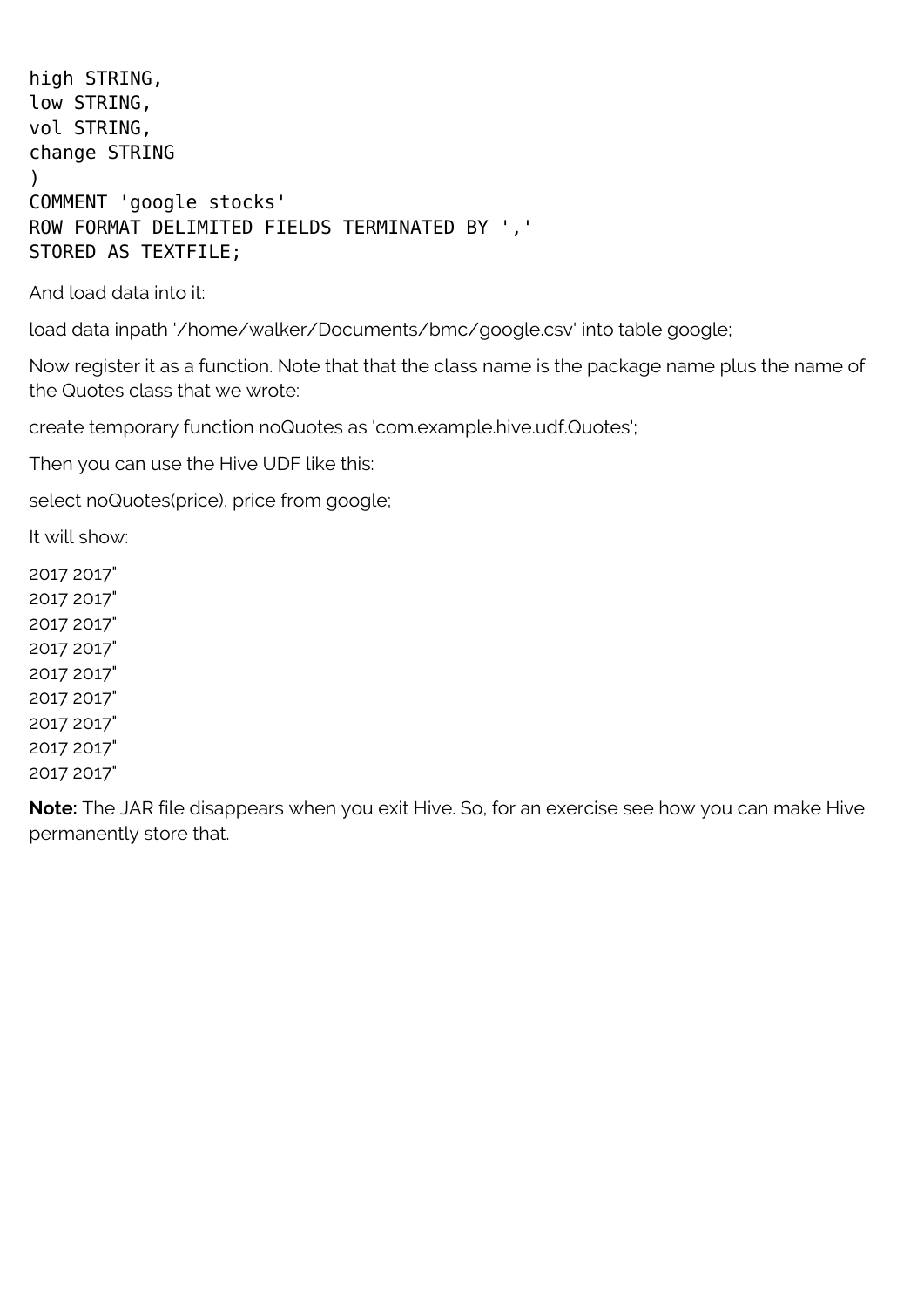```
high STRING,
low STRING,
vol STRING,
change STRING
)
COMMENT 'google stocks'
ROW FORMAT DELIMITED FIELDS TERMINATED BY ','
STORED AS TEXTFILE;
```

And load data into it:

load data inpath '/home/walker/Documents/bmc/google.csv' into table google;

Now register it as a function. Note that that the class name is the package name plus the name of the Quotes class that we wrote:

create temporary function noQuotes as 'com.example.hive.udf.Quotes';

Then you can use the Hive UDF like this:

select noQuotes(price), price from google;

It will show:

2017 2017"
2017 2017"
2017 2017"
2017 2017"
2017 2017"
2017 2017"
2017 2017"
2017 2017"
2017 2017"

**Note:** The JAR file disappears when you exit Hive. So, for an exercise see how you can make Hive permanently store that.